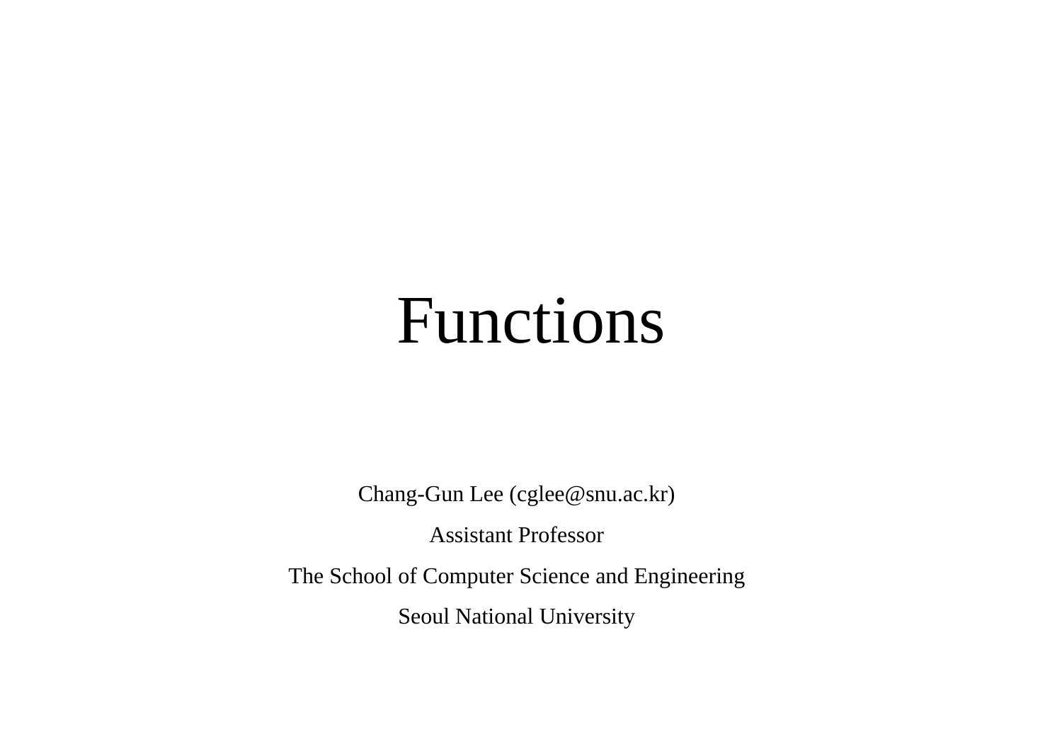# Functions

Chang-Gun Lee (cglee@snu.ac.kr)

Assistant Professor

The School of Computer Science and Engineering

Seoul National University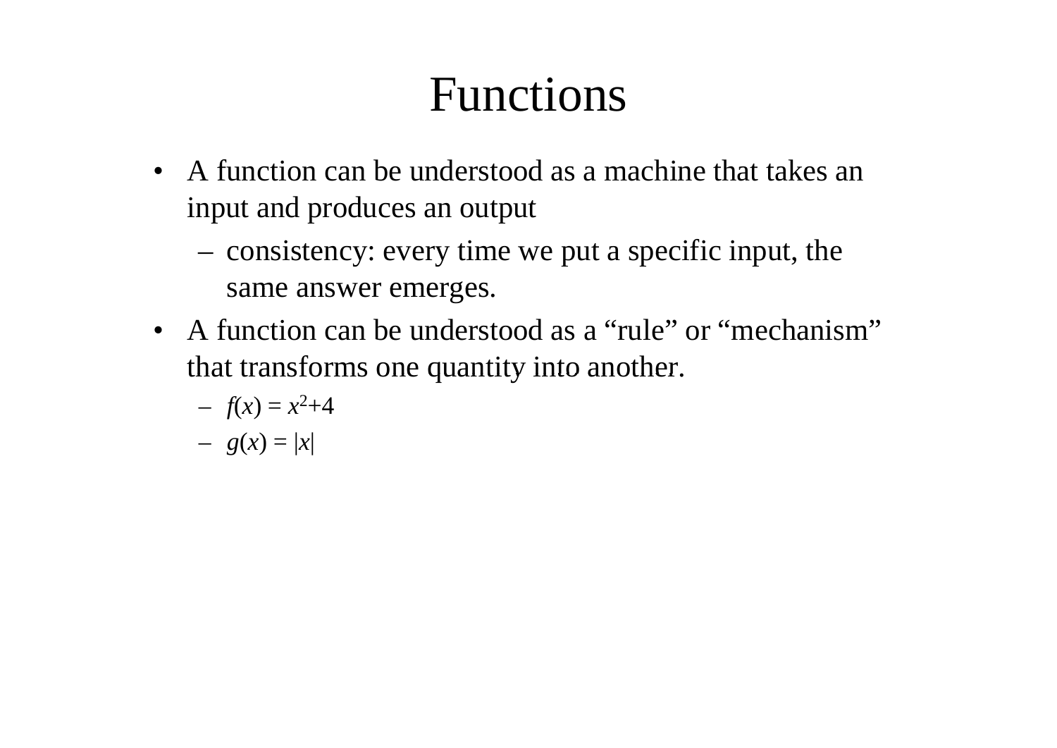# Functions

- A function can be understood as a machine that takes an input and produces an output
  - consistency: every time we put a specific input, the same answer emerges.
- A function can be understood as a "rule" or "mechanism" that transforms one quantity into another.
  - $f(x) = x^2+4$
  - $g(x) = |x|$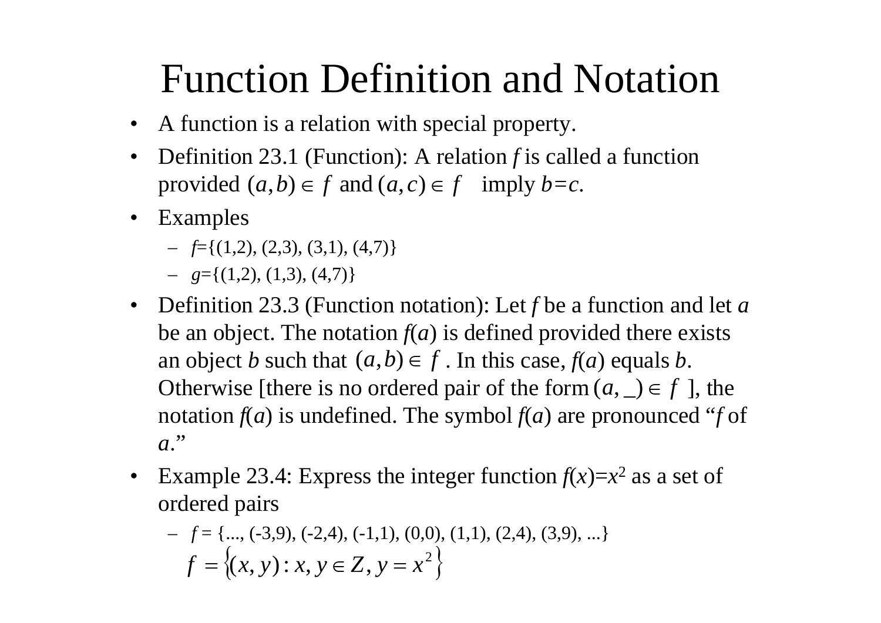# Function Definition and Notation

- A function is a relation with special property.
- Definition 23.1 (Function): A relation $f$ is called a function provided $(a,b) \in f$ and $(a,c) \in f$ imply $b=c$.
- Examples
  - $f=\{(1,2), (2,3), (3,1), (4,7)\}$
  - $g=\{(1,2), (1,3), (4,7)\}$
- Definition 23.3 (Function notation): Let $f$ be a function and let $a$ be an object. The notation $f(a)$ is defined provided there exists an object $b$ such that $(a,b) \in f$. In this case, $f(a)$ equals $b$. Otherwise [there is no ordered pair of the form $(a, \_) \in f$], the notation $f(a)$ is undefined. The symbol $f(a)$ are pronounced "$f$ of $a$."
- Example 23.4: Express the integer function $f(x)=x^2$ as a set of ordered pairs
  - $f = \{..., (-3,9), (-2,4), (-1,1), (0,0), (1,1), (2,4), (3,9), ...\}$

    $$f = \left\{(x,y) : x, y \in Z, y = x^2\right\}$$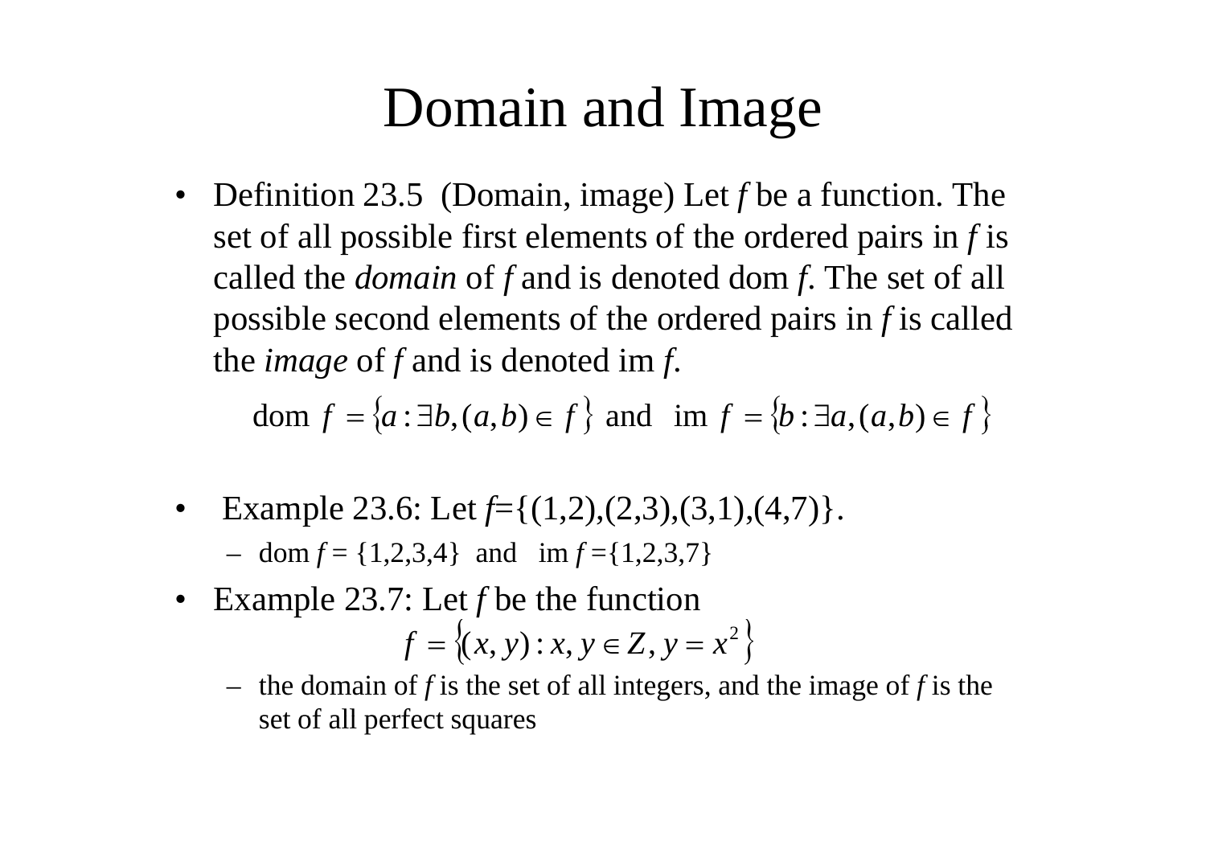# Domain and Image

- Definition 23.5 (Domain, image) Let $f$ be a function. The set of all possible first elements of the ordered pairs in $f$ is called the *domain* of $f$ and is denoted dom $f$. The set of all possible second elements of the ordered pairs in $f$ is called the *image* of $f$ and is denoted im $f$.

$$\text{dom } f = \{a : \exists b, (a,b) \in f\} \text{ and } \text{im } f = \{b : \exists a, (a,b) \in f\}$$

- Example 23.6: Let $f$={(1,2),(2,3),(3,1),(4,7)}.
  - dom $f$ = {1,2,3,4} and im $f$ ={1,2,3,7}
- Example 23.7: Let $f$ be the function

$$f = \{(x, y) : x, y \in Z, y = x^2\}$$

  - the domain of $f$ is the set of all integers, and the image of $f$ is the set of all perfect squares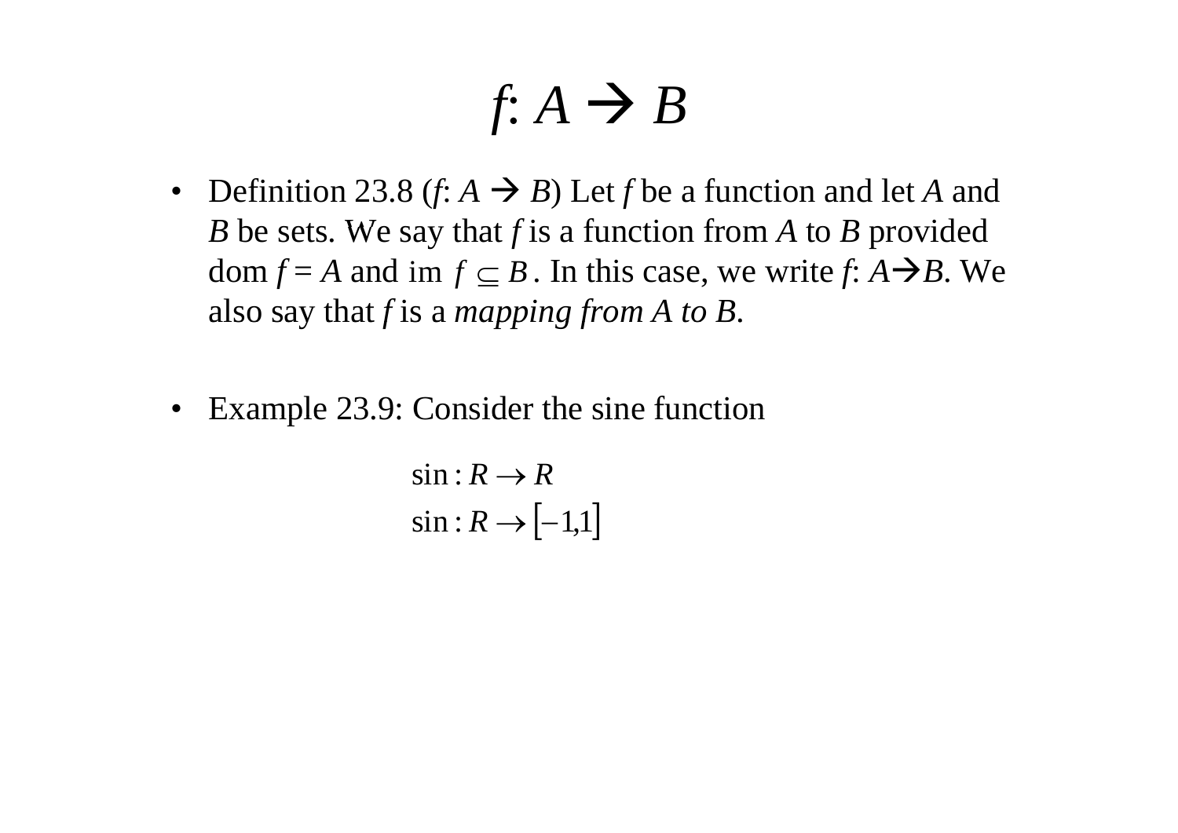# $f: A \rightarrow B$

- Definition 23.8 ($f: A \rightarrow B$) Let $f$ be a function and let $A$ and $B$ be sets. We say that $f$ is a function from $A$ to $B$ provided dom $f = A$ and $\operatorname{im} f \subseteq B$. In this case, we write $f: A \rightarrow B$. We also say that $f$ is a *mapping from A to B*.

- Example 23.9: Consider the sine function

$$\sin : R \rightarrow R$$
$$\sin : R \rightarrow [-1,1]$$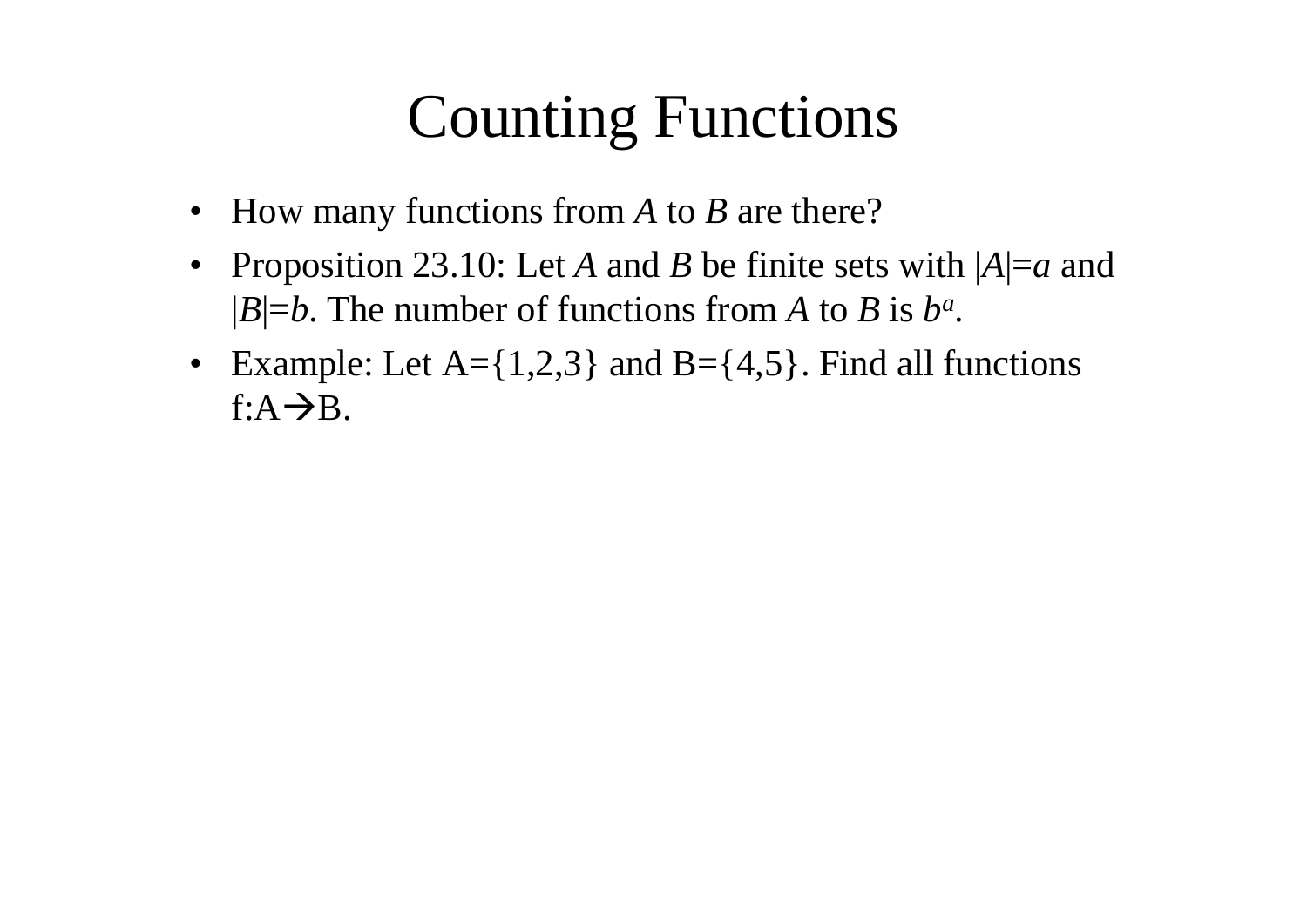# Counting Functions

- How many functions from *A* to *B* are there?
- Proposition 23.10: Let *A* and *B* be finite sets with $|A|=a$ and $|B|=b$. The number of functions from *A* to *B* is $b^a$.
- Example: Let A={1,2,3} and B={4,5}. Find all functions f:A→B.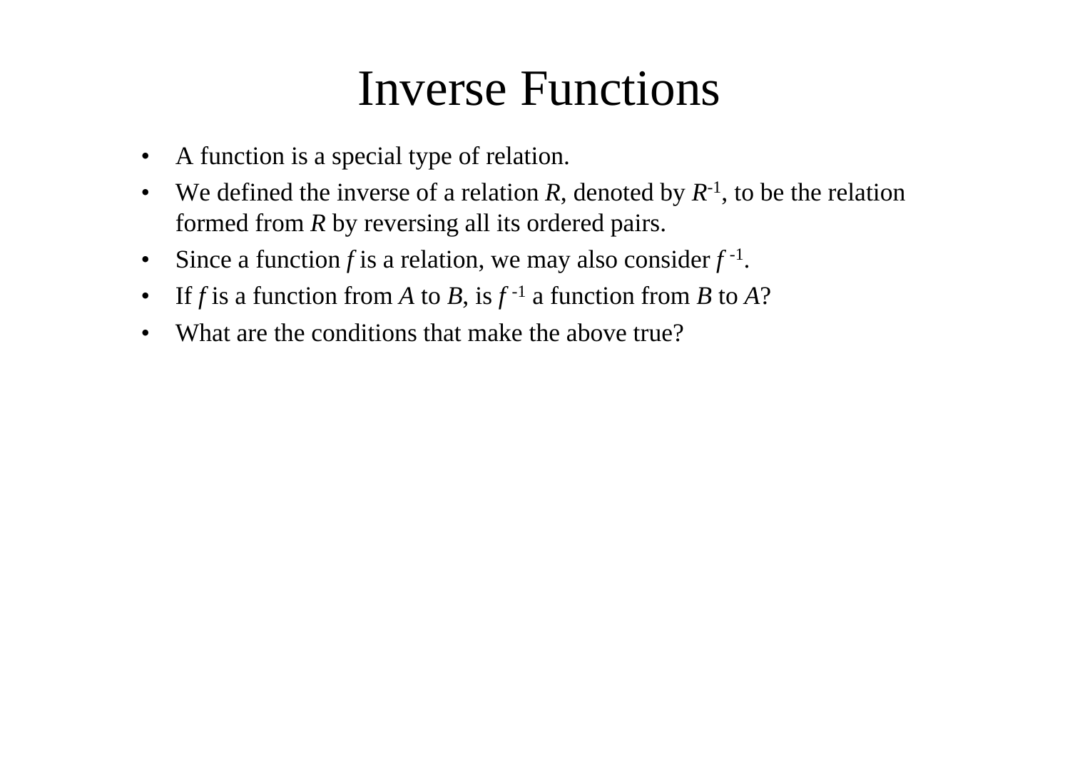# Inverse Functions

- A function is a special type of relation.
- We defined the inverse of a relation $R$, denoted by $R^{-1}$, to be the relation formed from $R$ by reversing all its ordered pairs.
- Since a function $f$ is a relation, we may also consider $f^{-1}$.
- If $f$ is a function from $A$ to $B$, is $f^{-1}$ a function from $B$ to $A$?
- What are the conditions that make the above true?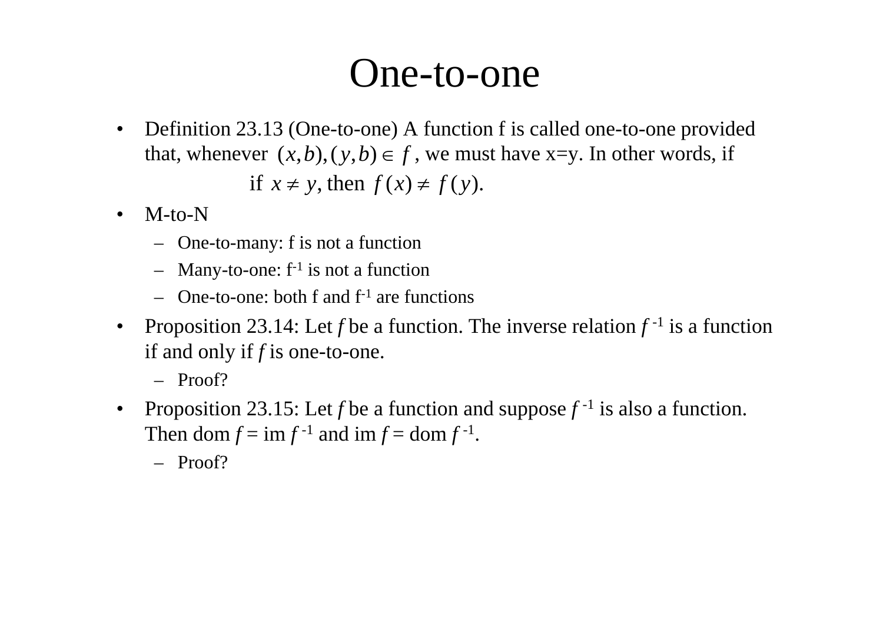# One-to-one

- Definition 23.13 (One-to-one) A function f is called one-to-one provided that, whenever $(x,b),(y,b) \in f$, we must have x=y. In other words, if

$$\text{if } x \neq y, \text{ then } f(x) \neq f(y).$$

- M-to-N
  - One-to-many: f is not a function
  - Many-to-one: $f^{-1}$ is not a function
  - One-to-one: both f and $f^{-1}$ are functions
- Proposition 23.14: Let *f* be a function. The inverse relation $f^{-1}$ is a function if and only if *f* is one-to-one.
  - Proof?
- Proposition 23.15: Let *f* be a function and suppose $f^{-1}$ is also a function. Then dom *f* = im $f^{-1}$ and im *f* = dom $f^{-1}$.
  - Proof?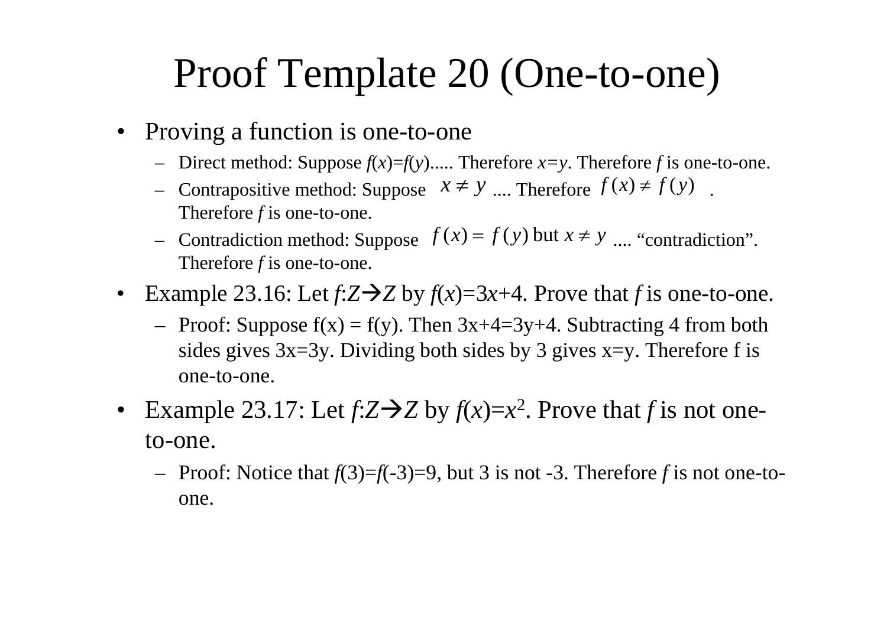# Proof Template 20 (One-to-one)

- Proving a function is one-to-one
  - Direct method: Suppose $f(x)=f(y)$..... Therefore $x=y$. Therefore $f$ is one-to-one.
  - Contrapositive method: Suppose $x \neq y$ .... Therefore $f(x) \neq f(y)$ . Therefore $f$ is one-to-one.
  - Contradiction method: Suppose $f(x) = f(y)$ but $x \neq y$ .... "contradiction". Therefore $f$ is one-to-one.
- Example 23.16: Let $f$:$Z \rightarrow Z$ by $f(x)=3x+4$. Prove that $f$ is one-to-one.
  - Proof: Suppose f(x) = f(y). Then 3x+4=3y+4. Subtracting 4 from both sides gives 3x=3y. Dividing both sides by 3 gives x=y. Therefore f is one-to-one.
- Example 23.17: Let $f$:$Z \rightarrow Z$ by $f(x)=x^2$. Prove that $f$ is not one-to-one.
  - Proof: Notice that $f(3)=f(-3)=9$, but 3 is not -3. Therefore $f$ is not one-to-one.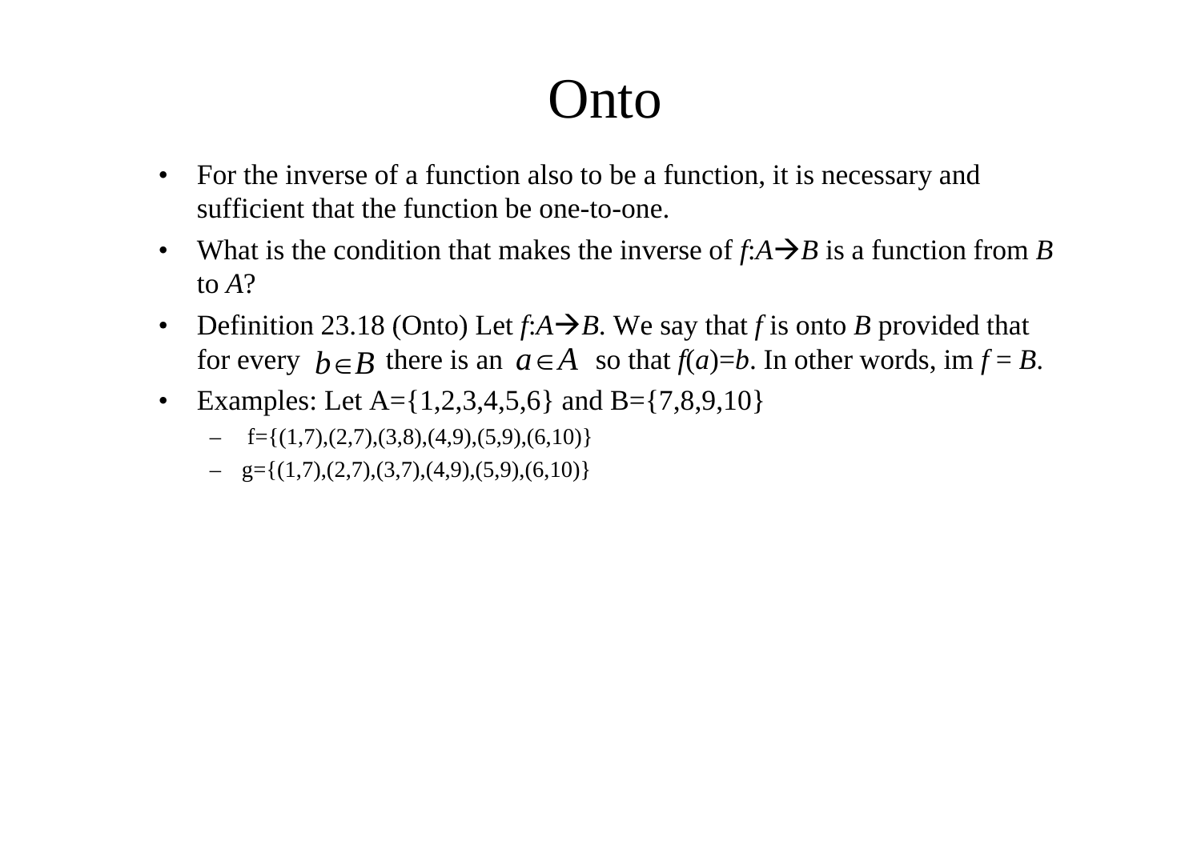# Onto

- For the inverse of a function also to be a function, it is necessary and sufficient that the function be one-to-one.
- What is the condition that makes the inverse of $f$:$A \rightarrow B$ is a function from $B$ to $A$?
- Definition 23.18 (Onto) Let $f$:$A \rightarrow B$. We say that $f$ is onto $B$ provided that for every $b \in B$ there is an $a \in A$ so that $f(a)=b$. In other words, im $f = B$.
- Examples: Let A={1,2,3,4,5,6} and B={7,8,9,10}
  - f={(1,7),(2,7),(3,8),(4,9),(5,9),(6,10)}
  - g={(1,7),(2,7),(3,7),(4,9),(5,9),(6,10)}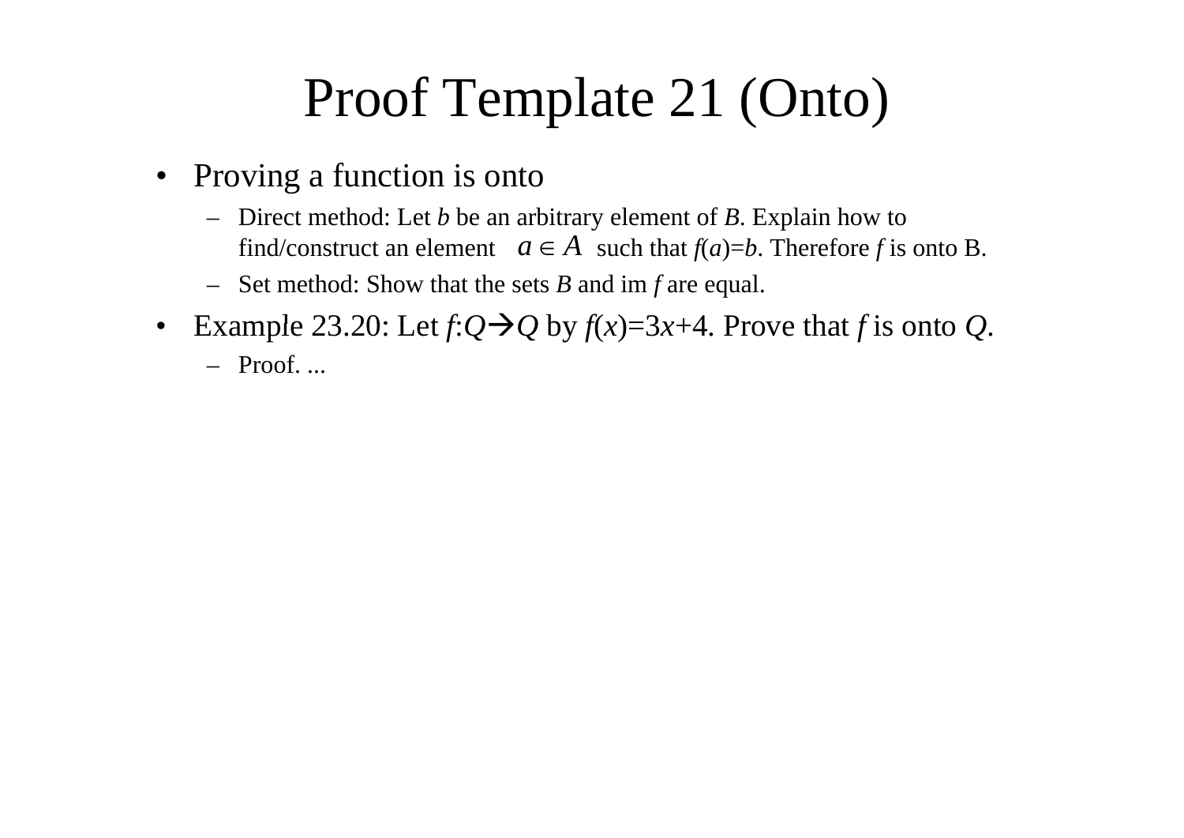# Proof Template 21 (Onto)

- Proving a function is onto
  - Direct method: Let $b$ be an arbitrary element of $B$. Explain how to find/construct an element $a \in A$ such that $f(a)=b$. Therefore $f$ is onto B.
  - Set method: Show that the sets $B$ and im $f$ are equal.
- Example 23.20: Let $f$:$Q \rightarrow Q$ by $f(x)=3x+4$. Prove that $f$ is onto $Q$.
  - Proof. ...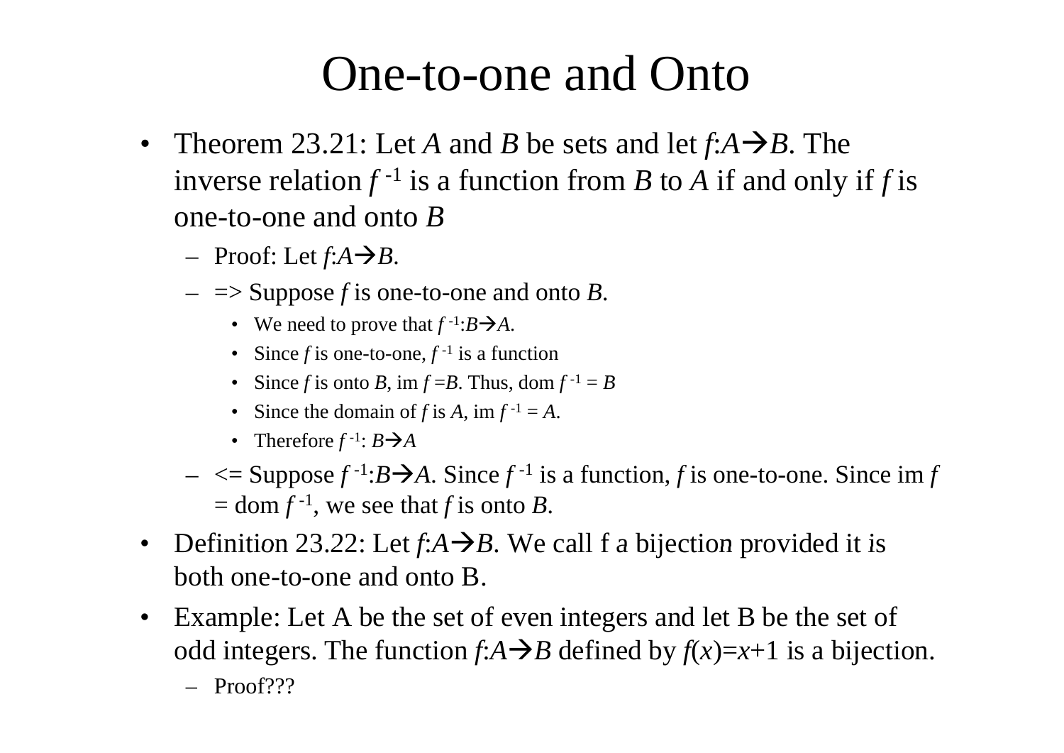# One-to-one and Onto

- Theorem 23.21: Let $A$ and $B$ be sets and let $f$:$A \rightarrow B$. The inverse relation $f^{-1}$ is a function from $B$ to $A$ if and only if $f$ is one-to-one and onto $B$
  - Proof: Let $f$:$A \rightarrow B$.
  - => Suppose $f$ is one-to-one and onto $B$.
    - We need to prove that $f^{-1}$:$B \rightarrow A$.
    - Since $f$ is one-to-one, $f^{-1}$ is a function
    - Since $f$ is onto $B$, im $f$ =$B$. Thus, dom $f^{-1}$ = $B$
    - Since the domain of $f$ is $A$, im $f^{-1}$ = $A$.
    - Therefore $f^{-1}$: $B \rightarrow A$
  - <= Suppose $f^{-1}$:$B \rightarrow A$. Since $f^{-1}$ is a function, $f$ is one-to-one. Since im $f$ = dom $f^{-1}$, we see that $f$ is onto $B$.
- Definition 23.22: Let $f$:$A \rightarrow B$. We call f a bijection provided it is both one-to-one and onto B.
- Example: Let A be the set of even integers and let B be the set of odd integers. The function $f$:$A \rightarrow B$ defined by $f(x)=x+1$ is a bijection.
  - Proof???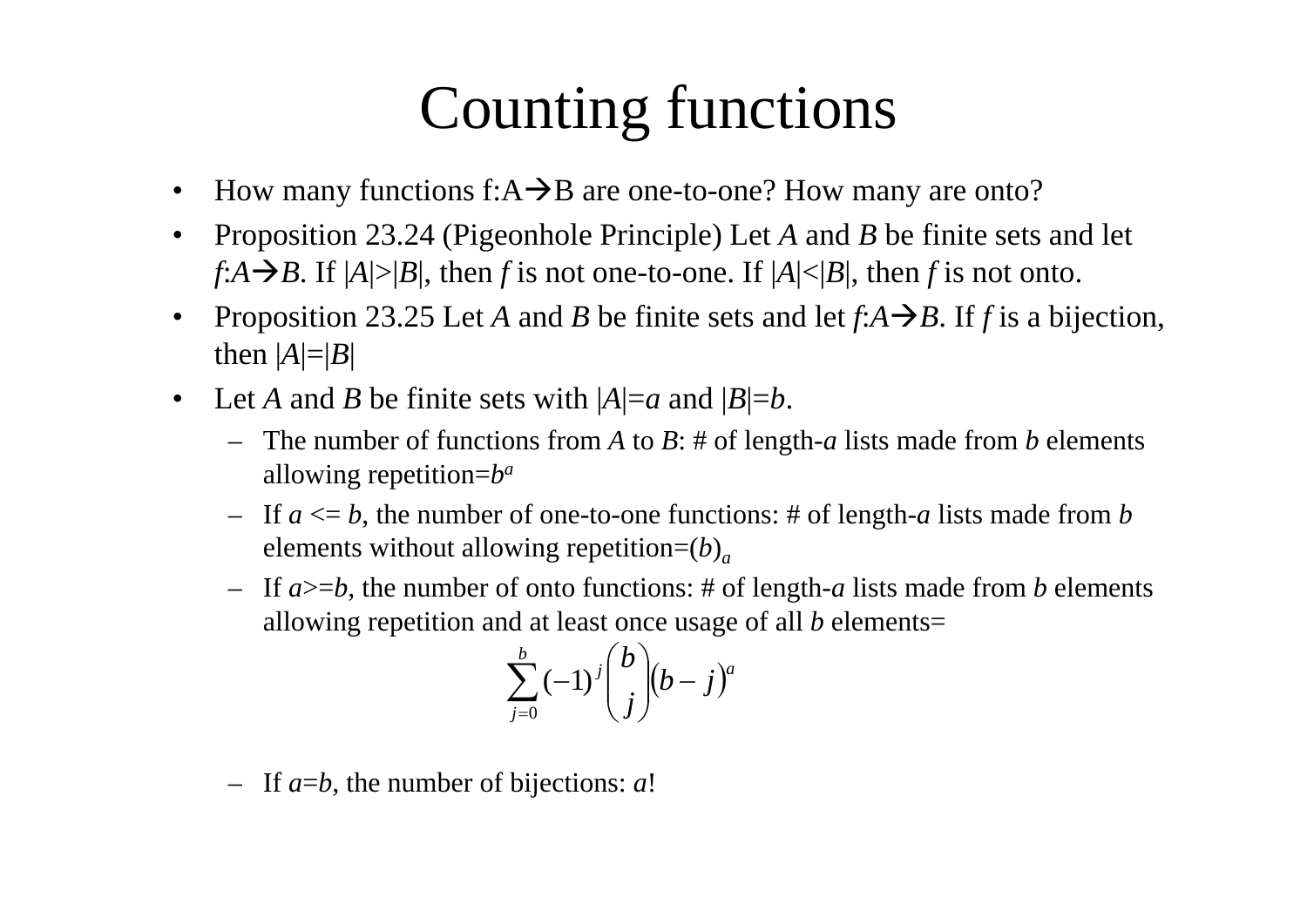# Counting functions

- How many functions f:A→B are one-to-one? How many are onto?
- Proposition 23.24 (Pigeonhole Principle) Let *A* and *B* be finite sets and let *f*:*A*→*B*. If $|A|>|B|$, then *f* is not one-to-one. If $|A|<|B|$, then *f* is not onto.
- Proposition 23.25 Let *A* and *B* be finite sets and let *f*:*A*→*B*. If *f* is a bijection, then $|A|=|B|$
- Let *A* and *B* be finite sets with $|A|=a$ and $|B|=b$.
  - The number of functions from *A* to *B*: # of length-*a* lists made from *b* elements allowing repetition=$b^a$
  - If $a <= b$, the number of one-to-one functions: # of length-*a* lists made from *b* elements without allowing repetition=$(b)_a$
  - If $a>=b$, the number of onto functions: # of length-*a* lists made from *b* elements allowing repetition and at least once usage of all *b* elements=

$$\sum_{j=0}^{b} (-1)^j \binom{b}{j} (b-j)^a$$

  - If $a=b$, the number of bijections: $a!$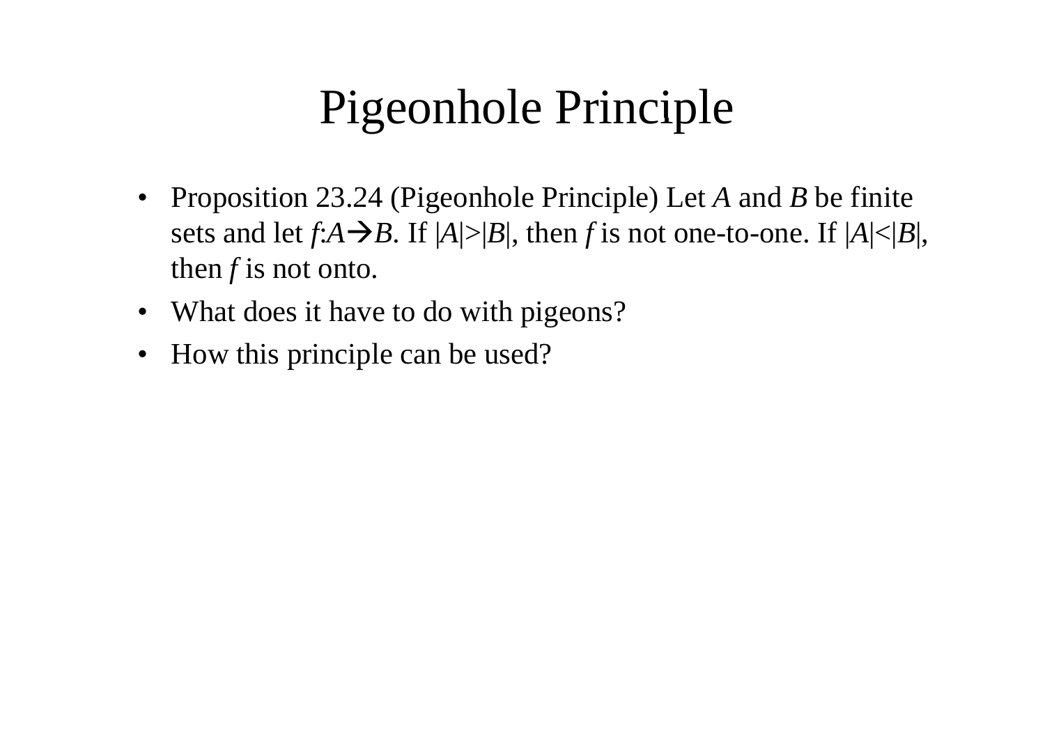# Pigeonhole Principle

- Proposition 23.24 (Pigeonhole Principle) Let $A$ and $B$ be finite sets and let $f: A \rightarrow B$. If $|A|>|B|$, then $f$ is not one-to-one. If $|A|<|B|$, then $f$ is not onto.
- What does it have to do with pigeons?
- How this principle can be used?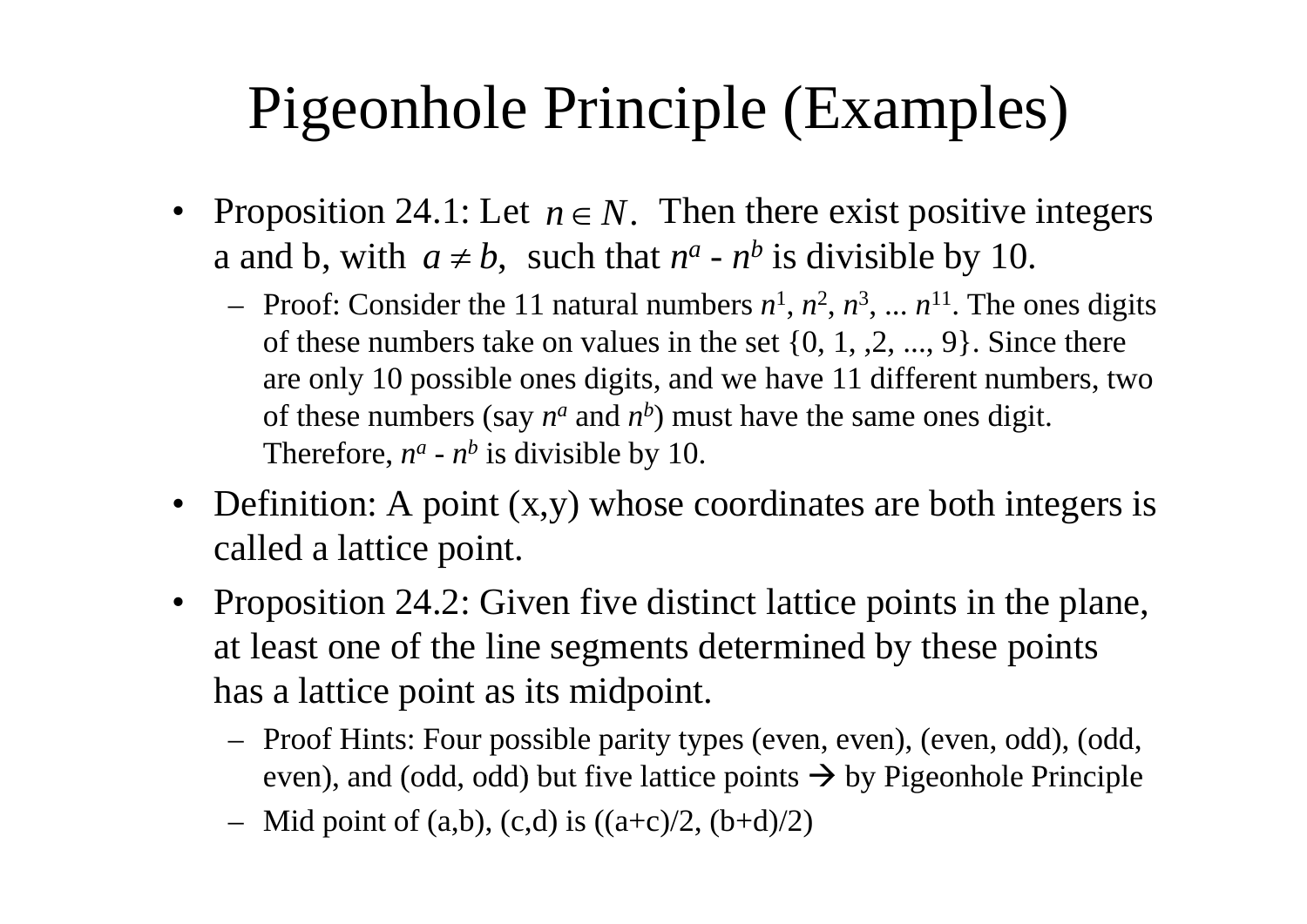# Pigeonhole Principle (Examples)

- Proposition 24.1: Let $n \in N$. Then there exist positive integers a and b, with $a \neq b$, such that $n^a - n^b$ is divisible by 10.
  - Proof: Consider the 11 natural numbers $n^1, n^2, n^3, \ldots n^{11}$. The ones digits of these numbers take on values in the set {0, 1, ,2, ..., 9}. Since there are only 10 possible ones digits, and we have 11 different numbers, two of these numbers (say $n^a$ and $n^b$) must have the same ones digit. Therefore, $n^a - n^b$ is divisible by 10.
- Definition: A point (x,y) whose coordinates are both integers is called a lattice point.
- Proposition 24.2: Given five distinct lattice points in the plane, at least one of the line segments determined by these points has a lattice point as its midpoint.
  - Proof Hints: Four possible parity types (even, even), (even, odd), (odd, even), and (odd, odd) but five lattice points → by Pigeonhole Principle
  - Mid point of (a,b), (c,d) is ((a+c)/2, (b+d)/2)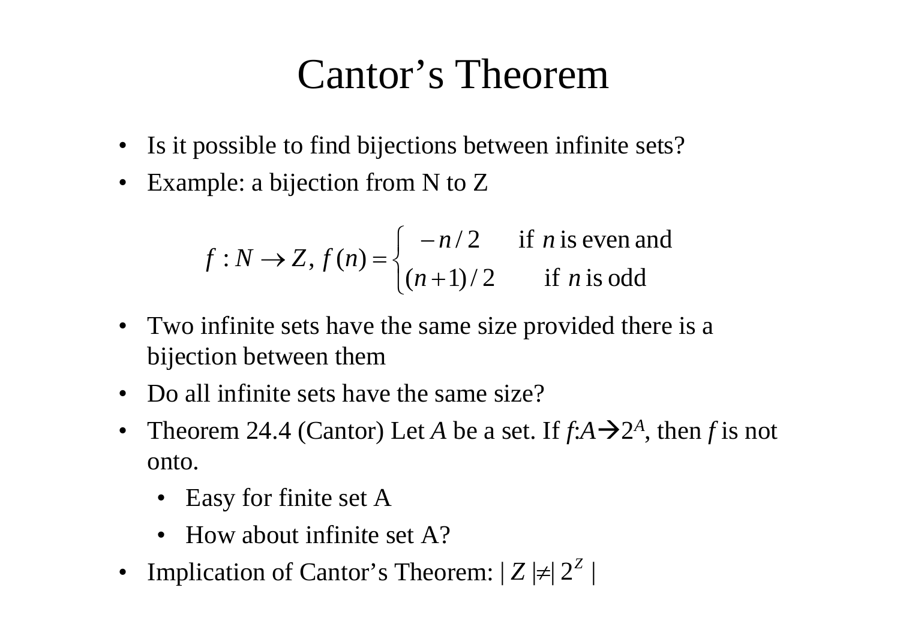# Cantor's Theorem

- Is it possible to find bijections between infinite sets?
- Example: a bijection from N to Z

$$f : N \rightarrow Z,\ f(n) = \begin{cases} -n/2 & \text{if } n \text{ is even and} \\ (n+1)/2 & \text{if } n \text{ is odd} \end{cases}$$

- Two infinite sets have the same size provided there is a bijection between them
- Do all infinite sets have the same size?
- Theorem 24.4 (Cantor) Let $A$ be a set. If $f$:$A \rightarrow 2^A$, then $f$ is not onto.
  - Easy for finite set A
  - How about infinite set A?
- Implication of Cantor's Theorem: $|Z| \neq |2^Z|$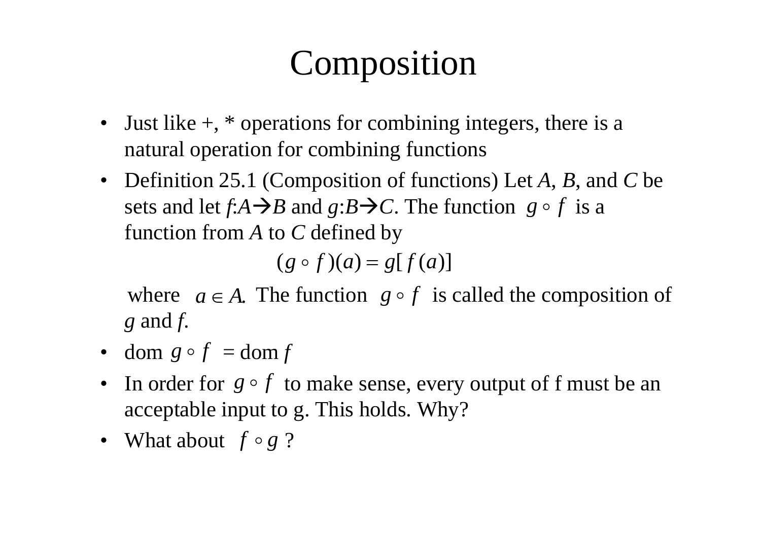# Composition

- Just like +, * operations for combining integers, there is a natural operation for combining functions
- Definition 25.1 (Composition of functions) Let $A$, $B$, and $C$ be sets and let $f$:$A \rightarrow B$ and $g$:$B \rightarrow C$. The function $g \circ f$ is a function from $A$ to $C$ defined by

$$(g \circ f)(a) = g[f(a)]$$

  where $a \in A$. The function $g \circ f$ is called the composition of $g$ and $f$.
- dom $g \circ f$ = dom $f$
- In order for $g \circ f$ to make sense, every output of f must be an acceptable input to g. This holds. Why?
- What about $f \circ g$ ?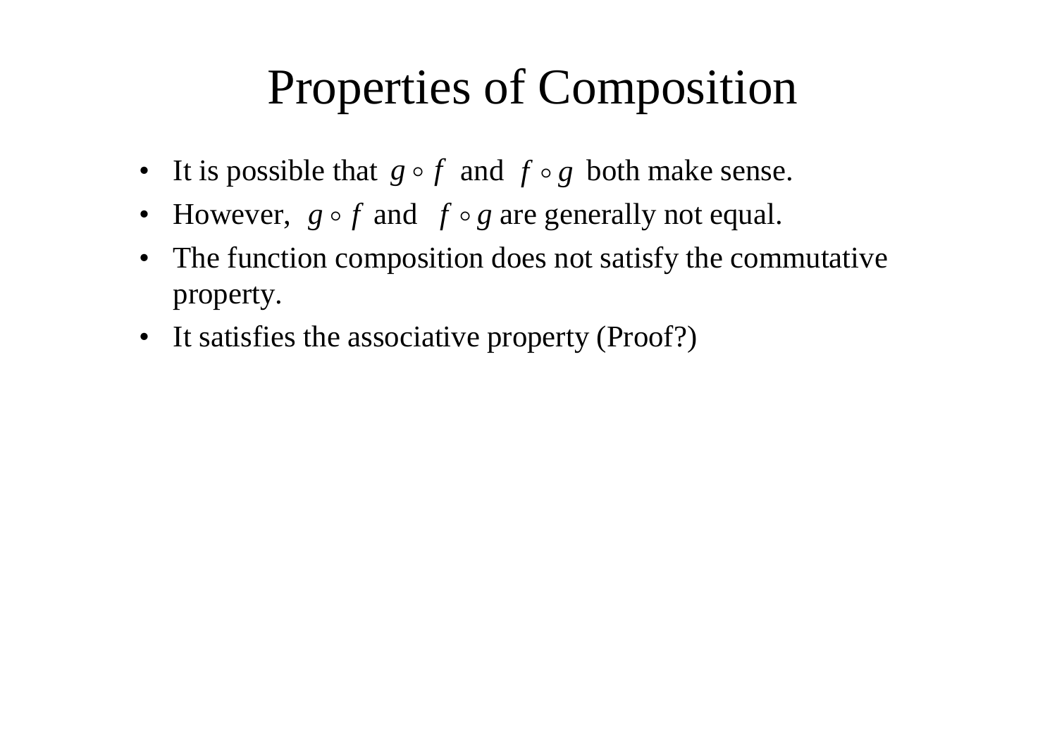# Properties of Composition

- It is possible that $g \circ f$ and $f \circ g$ both make sense.
- However, $g \circ f$ and $f \circ g$ are generally not equal.
- The function composition does not satisfy the commutative property.
- It satisfies the associative property (Proof?)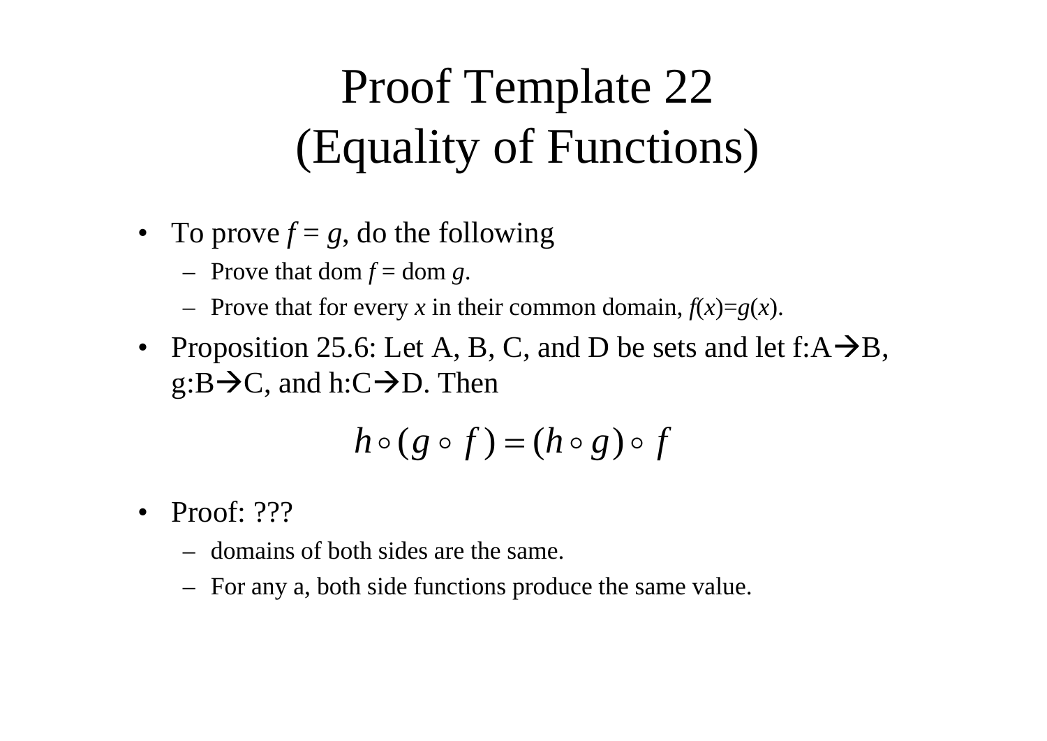# Proof Template 22
# (Equality of Functions)

- To prove $f = g$, do the following
  - Prove that dom $f$ = dom $g$.
  - Prove that for every $x$ in their common domain, $f(x)=g(x)$.
- Proposition 25.6: Let A, B, C, and D be sets and let $f: A \rightarrow B$, $g: B \rightarrow C$, and $h: C \rightarrow D$. Then

$$h \circ (g \circ f) = (h \circ g) \circ f$$

- Proof: ???
  - domains of both sides are the same.
  - For any a, both side functions produce the same value.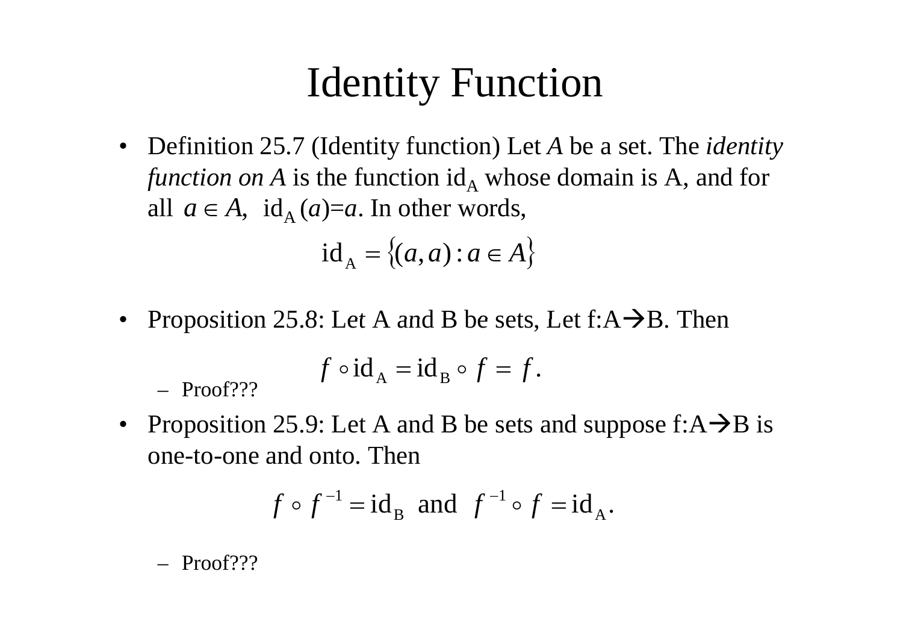# Identity Function

- Definition 25.7 (Identity function) Let $A$ be a set. The *identity function on A* is the function $\mathrm{id}_A$ whose domain is A, and for all $a \in A$, $\mathrm{id}_A(a)=a$. In other words,

$$\mathrm{id}_A = \{(a,a) : a \in A\}$$

- Proposition 25.8: Let A and B be sets, Let $f:A \rightarrow B$. Then

$$f \circ \mathrm{id}_A = \mathrm{id}_B \circ f = f.$$

  - Proof???

- Proposition 25.9: Let A and B be sets and suppose $f:A \rightarrow B$ is one-to-one and onto. Then

$$f \circ f^{-1} = \mathrm{id}_B \text{ and } f^{-1} \circ f = \mathrm{id}_A.$$

  - Proof???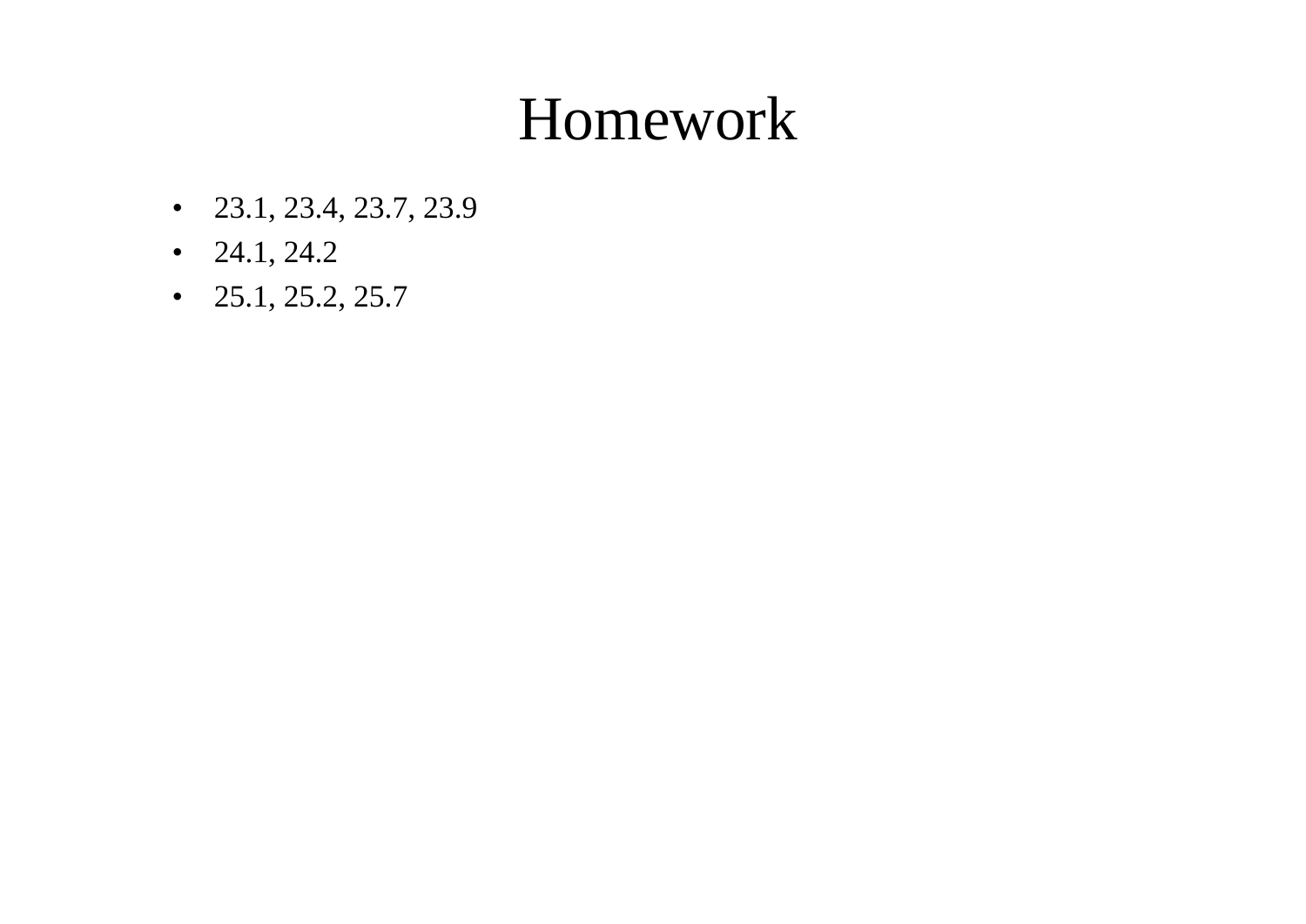# Homework

- 23.1, 23.4, 23.7, 23.9
- 24.1, 24.2
- 25.1, 25.2, 25.7